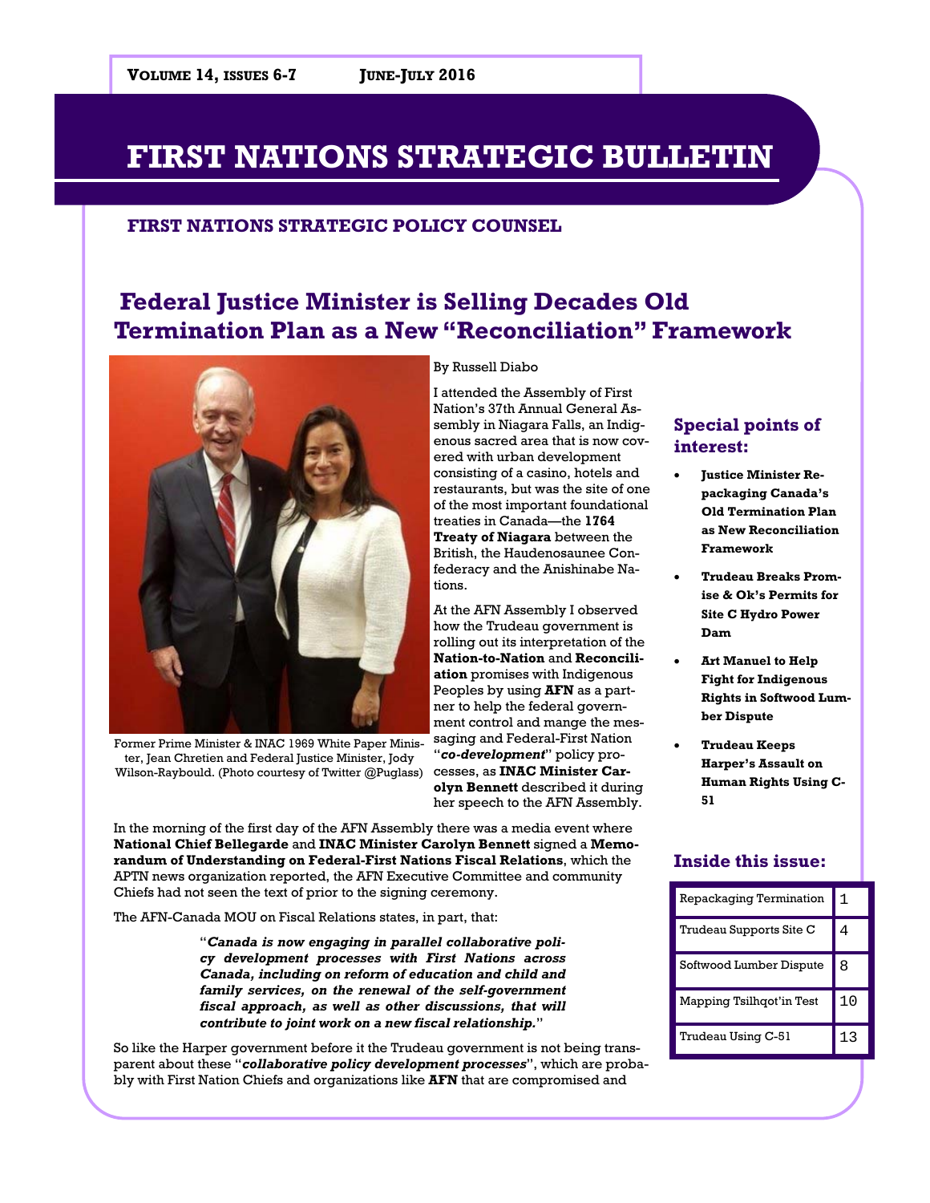**Volume 14, Issues 6-7** **June-July 2016**

# FIRST NATIONS STRATEGIC BULLETIN

**FIRST NATIONS STRATEGIC POLICY COUNSEL**

## Federal Justice Minister is Selling Decades Old Termination Plan as a New "Reconciliation" Framework

Former Prime Minister & INAC 1969 White Paper Minister, Jean Chretien and Federal Justice Minister, Jody Wilson-Raybould. (Photo courtesy of Twitter @Puglass)

By Russell Diabo

I attended the Assembly of First Nation's 37th Annual General Assembly in Niagara Falls, an Indigenous sacred area that is now covered with urban development consisting of a casino, hotels and restaurants, but was the site of one of the most important foundational treaties in Canada—the **1764 Treaty of Niagara** between the British, the Haudenosaunee Confederacy and the Anishinabe Nations.

At the AFN Assembly I observed how the Trudeau government is rolling out its interpretation of the **Nation-to-Nation** and **Reconciliation** promises with Indigenous Peoples by using **AFN** as a partner to help the federal government control and mange the messaging and Federal-First Nation "***co-development***" policy processes, as **INAC Minister Carolyn Bennett** described it during her speech to the AFN Assembly.

In the morning of the first day of the AFN Assembly there was a media event where **National Chief Bellegarde** and **INAC Minister Carolyn Bennett** signed a **Memorandum of Understanding on Federal-First Nations Fiscal Relations**, which the APTN news organization reported, the AFN Executive Committee and community Chiefs had not seen the text of prior to the signing ceremony.

The AFN-Canada MOU on Fiscal Relations states, in part, that:

> "***Canada is now engaging in parallel collaborative policy development processes with First Nations across Canada, including on reform of education and child and family services, on the renewal of the self-government fiscal approach, as well as other discussions, that will contribute to joint work on a new fiscal relationship.***"

So like the Harper government before it the Trudeau government is not being transparent about these "***collaborative policy development processes***", which are probably with First Nation Chiefs and organizations like **AFN** that are compromised and

### Special points of interest:

- **Justice Minister Repackaging Canada's Old Termination Plan as New Reconciliation Framework**
- **Trudeau Breaks Promise & Ok's Permits for Site C Hydro Power Dam**
- **Art Manuel to Help Fight for Indigenous Rights in Softwood Lumber Dispute**
- **Trudeau Keeps Harper's Assault on Human Rights Using C-51**

### Inside this issue:

| | |
|---|---|
| Repackaging Termination | 1 |
| Trudeau Supports Site C | 4 |
| Softwood Lumber Dispute | 8 |
| Mapping Tsilhqot'in Test | 10 |
| Trudeau Using C-51 | 13 |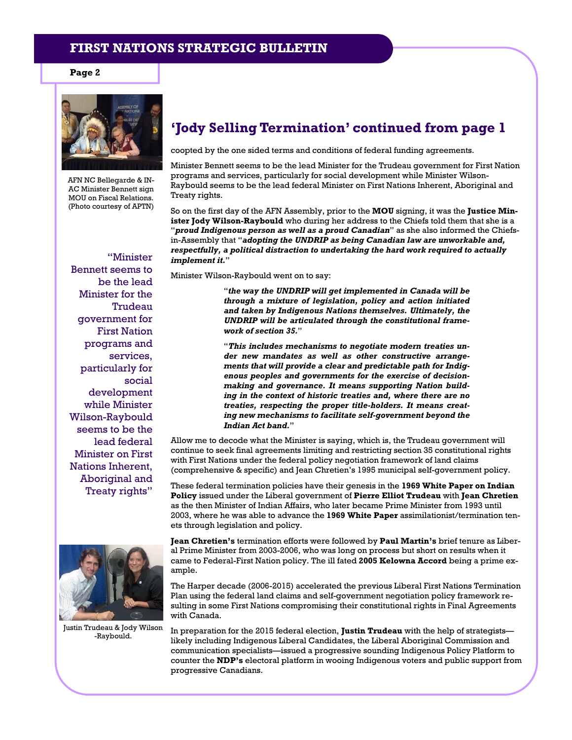## 'Jody Selling Termination' continued from page 1

coopted by the one sided terms and conditions of federal funding agreements.

Minister Bennett seems to be the lead Minister for the Trudeau government for First Nation programs and services, particularly for social development while Minister Wilson-Raybould seems to be the lead federal Minister on First Nations Inherent, Aboriginal and Treaty rights.

So on the first day of the AFN Assembly, prior to the **MOU** signing, it was the **Justice Minister Jody Wilson-Raybould** who during her address to the Chiefs told them that she is a "***proud Indigenous person as well as a proud Canadian***" as she also informed the Chiefs-in-Assembly that "***adopting the UNDRIP as being Canadian law are unworkable and, respectfully, a political distraction to undertaking the hard work required to actually implement it.***"

Minister Wilson-Raybould went on to say:

> "***the way the UNDRIP will get implemented in Canada will be through a mixture of legislation, policy and action initiated and taken by Indigenous Nations themselves. Ultimately, the UNDRIP will be articulated through the constitutional framework of section 35.***"
>
> "***This includes mechanisms to negotiate modern treaties under new mandates as well as other constructive arrangements that will provide a clear and predictable path for Indigenous peoples and governments for the exercise of decision-making and governance. It means supporting Nation building in the context of historic treaties and, where there are no treaties, respecting the proper title-holders. It means creating new mechanisms to facilitate self-government beyond the Indian Act band.***"

Allow me to decode what the Minister is saying, which is, the Trudeau government will continue to seek final agreements limiting and restricting section 35 constitutional rights with First Nations under the federal policy negotiation framework of land claims (comprehensive & specific) and Jean Chretien's 1995 municipal self-government policy.

These federal termination policies have their genesis in the **1969 White Paper on Indian Policy** issued under the Liberal government of **Pierre Elliot Trudeau** with **Jean Chretien** as the then Minister of Indian Affairs, who later became Prime Minister from 1993 until 2003, where he was able to advance the **1969 White Paper** assimilationist/termination tenets through legislation and policy.

**Jean Chretien's** termination efforts were followed by **Paul Martin's** brief tenure as Liberal Prime Minister from 2003-2006, who was long on process but short on results when it came to Federal-First Nation policy. The ill fated **2005 Kelowna Accord** being a prime example.

The Harper decade (2006-2015) accelerated the previous Liberal First Nations Termination Plan using the federal land claims and self-government negotiation policy framework resulting in some First Nations compromising their constitutional rights in Final Agreements with Canada.

In preparation for the 2015 federal election, **Justin Trudeau** with the help of strategists—likely including Indigenous Liberal Candidates, the Liberal Aboriginal Commission and communication specialists—issued a progressive sounding Indigenous Policy Platform to counter the **NDP's** electoral platform in wooing Indigenous voters and public support from progressive Canadians.

AFN NC Bellegarde & INAC Minister Bennett sign MOU on Fiscal Relations. (Photo courtesy of APTN)

"Minister Bennett seems to be the lead Minister for the Trudeau government for First Nation programs and services, particularly for social development while Minister Wilson-Raybould seems to be the lead federal Minister on First Nations Inherent, Aboriginal and Treaty rights"

Justin Trudeau & Jody Wilson-Raybould.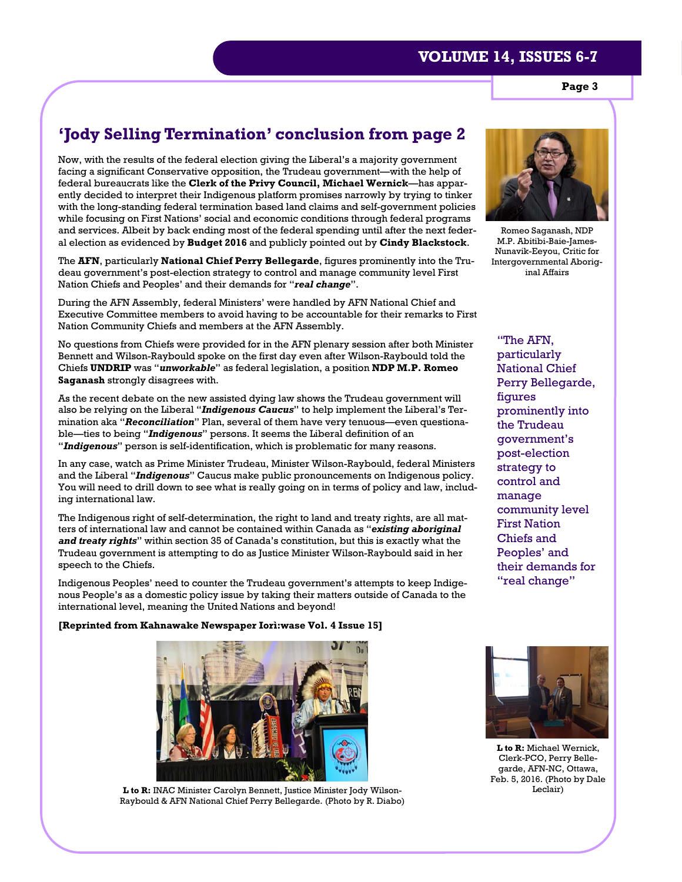## 'Jody Selling Termination' conclusion from page 2

Now, with the results of the federal election giving the Liberal's a majority government facing a significant Conservative opposition, the Trudeau government—with the help of federal bureaucrats like the **Clerk of the Privy Council, Michael Wernick**—has apparently decided to interpret their Indigenous platform promises narrowly by trying to tinker with the long-standing federal termination based land claims and self-government policies while focusing on First Nations' social and economic conditions through federal programs and services. Albeit by back ending most of the federal spending until after the next federal election as evidenced by **Budget 2016** and publicly pointed out by **Cindy Blackstock**.

The **AFN**, particularly **National Chief Perry Bellegarde**, figures prominently into the Trudeau government's post-election strategy to control and manage community level First Nation Chiefs and Peoples' and their demands for "***real change***".

During the AFN Assembly, federal Ministers' were handled by AFN National Chief and Executive Committee members to avoid having to be accountable for their remarks to First Nation Community Chiefs and members at the AFN Assembly.

No questions from Chiefs were provided for in the AFN plenary session after both Minister Bennett and Wilson-Raybould spoke on the first day even after Wilson-Raybould told the Chiefs **UNDRIP** was "***unworkable***" as federal legislation, a position **NDP M.P. Romeo Saganash** strongly disagrees with.

As the recent debate on the new assisted dying law shows the Trudeau government will also be relying on the Liberal "***Indigenous Caucus***" to help implement the Liberal's Termination aka "***Reconciliation***" Plan, several of them have very tenuous—even questionable—ties to being "***Indigenous***" persons. It seems the Liberal definition of an "***Indigenous***" person is self-identification, which is problematic for many reasons.

In any case, watch as Prime Minister Trudeau, Minister Wilson-Raybould, federal Ministers and the Liberal "***Indigenous***" Caucus make public pronouncements on Indigenous policy. You will need to drill down to see what is really going on in terms of policy and law, including international law.

The Indigenous right of self-determination, the right to land and treaty rights, are all matters of international law and cannot be contained within Canada as "***existing aboriginal and treaty rights***" within section 35 of Canada's constitution, but this is exactly what the Trudeau government is attempting to do as Justice Minister Wilson-Raybould said in her speech to the Chiefs.

Indigenous Peoples' need to counter the Trudeau government's attempts to keep Indigenous People's as a domestic policy issue by taking their matters outside of Canada to the international level, meaning the United Nations and beyond!

**[Reprinted from Kahnawake Newspaper Iorì:wase Vol. 4 Issue 15]**

Romeo Saganash, NDP M.P. Abitibi-Baie-James-Nunavik-Eeyou, Critic for Intergovernmental Aboriginal Affairs

> "The AFN, particularly National Chief Perry Bellegarde, figures prominently into the Trudeau government's post-election strategy to control and manage community level First Nation Chiefs and Peoples' and their demands for "real change"

**L to R:** INAC Minister Carolyn Bennett, Justice Minister Jody Wilson-Raybould & AFN National Chief Perry Bellegarde. (Photo by R. Diabo)

**L to R:** Michael Wernick, Clerk-PCO, Perry Bellegarde, AFN-NC, Ottawa, Feb. 5, 2016. (Photo by Dale Leclair)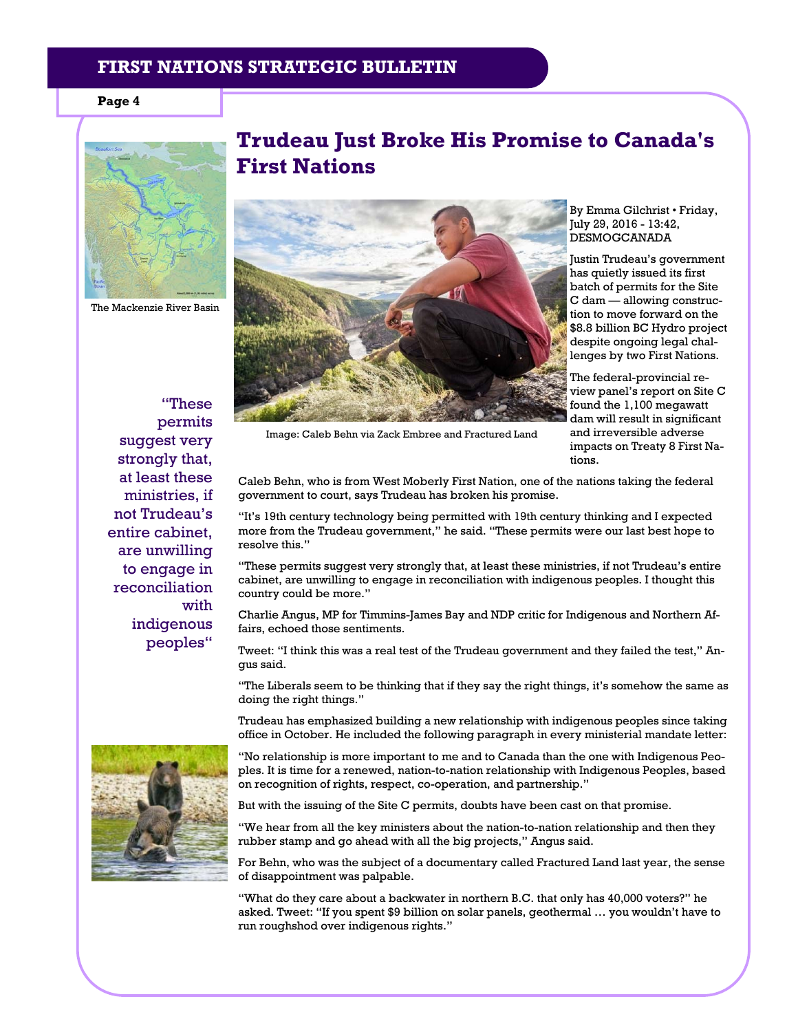# Trudeau Just Broke His Promise to Canada's First Nations

The Mackenzie River Basin

Image: Caleb Behn via Zack Embree and Fractured Land

By Emma Gilchrist • Friday, July 29, 2016 - 13:42, DESMOGCANADA

Justin Trudeau's government has quietly issued its first batch of permits for the Site C dam — allowing construction to move forward on the $8.8 billion BC Hydro project despite ongoing legal challenges by two First Nations.

The federal-provincial review panel's report on Site C found the 1,100 megawatt dam will result in significant and irreversible adverse impacts on Treaty 8 First Nations.

Caleb Behn, who is from West Moberly First Nation, one of the nations taking the federal government to court, says Trudeau has broken his promise.

"It's 19th century technology being permitted with 19th century thinking and I expected more from the Trudeau government," he said. "These permits were our last best hope to resolve this."

"These permits suggest very strongly that, at least these ministries, if not Trudeau's entire cabinet, are unwilling to engage in reconciliation with indigenous peoples. I thought this country could be more."

> "These permits suggest very strongly that, at least these ministries, if not Trudeau's entire cabinet, are unwilling to engage in reconciliation with indigenous peoples"

Charlie Angus, MP for Timmins-James Bay and NDP critic for Indigenous and Northern Affairs, echoed those sentiments.

Tweet: "I think this was a real test of the Trudeau government and they failed the test," Angus said.

"The Liberals seem to be thinking that if they say the right things, it's somehow the same as doing the right things."

Trudeau has emphasized building a new relationship with indigenous peoples since taking office in October. He included the following paragraph in every ministerial mandate letter:

"No relationship is more important to me and to Canada than the one with Indigenous Peoples. It is time for a renewed, nation-to-nation relationship with Indigenous Peoples, based on recognition of rights, respect, co-operation, and partnership."

But with the issuing of the Site C permits, doubts have been cast on that promise.

"We hear from all the key ministers about the nation-to-nation relationship and then they rubber stamp and go ahead with all the big projects," Angus said.

For Behn, who was the subject of a documentary called Fractured Land last year, the sense of disappointment was palpable.

"What do they care about a backwater in northern B.C. that only has 40,000 voters?" he asked. Tweet: "If you spent $9 billion on solar panels, geothermal … you wouldn't have to run roughshod over indigenous rights."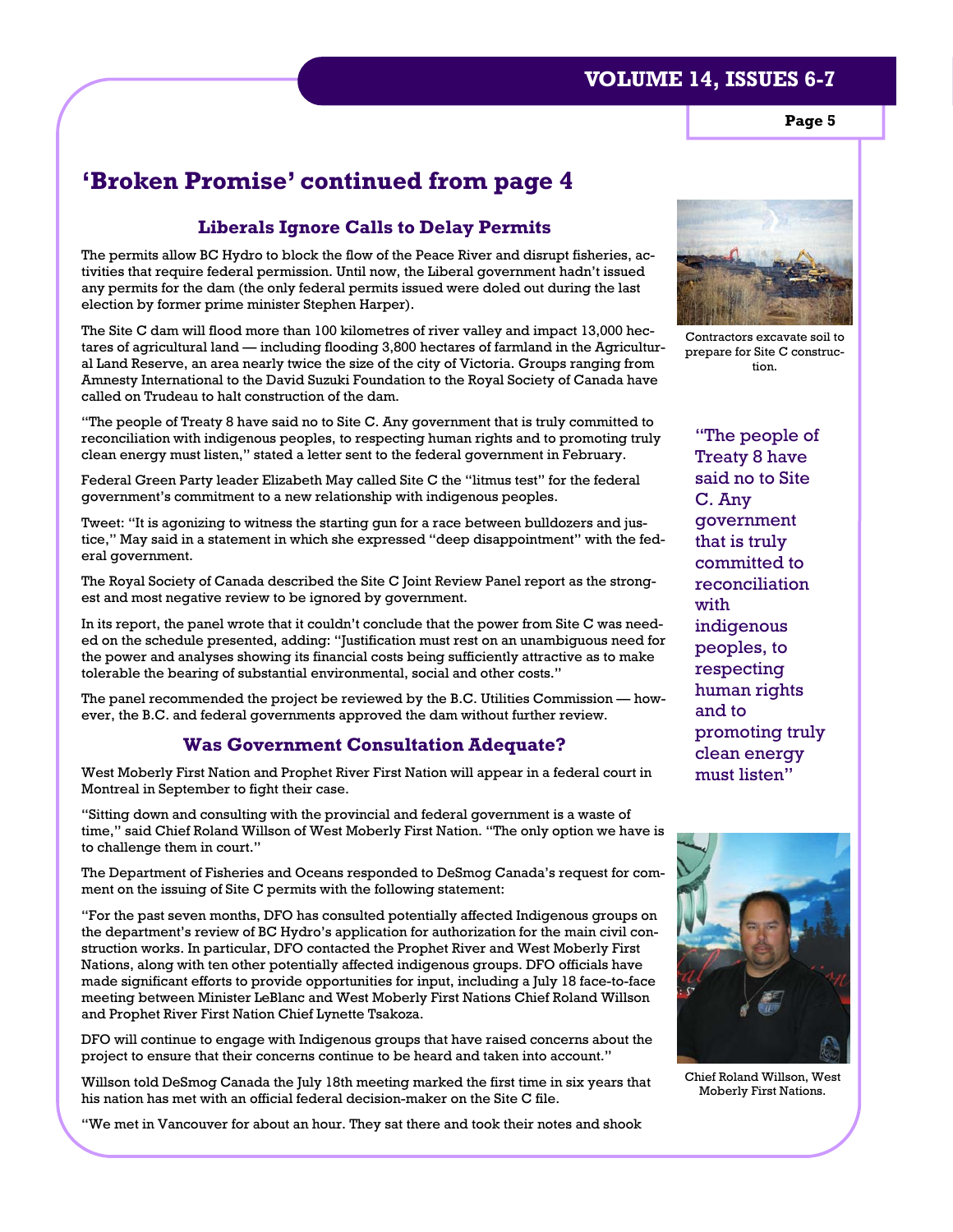## 'Broken Promise' continued from page 4

### Liberals Ignore Calls to Delay Permits

The permits allow BC Hydro to block the flow of the Peace River and disrupt fisheries, activities that require federal permission. Until now, the Liberal government hadn't issued any permits for the dam (the only federal permits issued were doled out during the last election by former prime minister Stephen Harper).

The Site C dam will flood more than 100 kilometres of river valley and impact 13,000 hectares of agricultural land — including flooding 3,800 hectares of farmland in the Agricultural Land Reserve, an area nearly twice the size of the city of Victoria. Groups ranging from Amnesty International to the David Suzuki Foundation to the Royal Society of Canada have called on Trudeau to halt construction of the dam.

"The people of Treaty 8 have said no to Site C. Any government that is truly committed to reconciliation with indigenous peoples, to respecting human rights and to promoting truly clean energy must listen," stated a letter sent to the federal government in February.

Federal Green Party leader Elizabeth May called Site C the "litmus test" for the federal government's commitment to a new relationship with indigenous peoples.

Tweet: "It is agonizing to witness the starting gun for a race between bulldozers and justice," May said in a statement in which she expressed "deep disappointment" with the federal government.

The Royal Society of Canada described the Site C Joint Review Panel report as the strongest and most negative review to be ignored by government.

In its report, the panel wrote that it couldn't conclude that the power from Site C was needed on the schedule presented, adding: "Justification must rest on an unambiguous need for the power and analyses showing its financial costs being sufficiently attractive as to make tolerable the bearing of substantial environmental, social and other costs."

The panel recommended the project be reviewed by the B.C. Utilities Commission — however, the B.C. and federal governments approved the dam without further review.

### Was Government Consultation Adequate?

West Moberly First Nation and Prophet River First Nation will appear in a federal court in Montreal in September to fight their case.

"Sitting down and consulting with the provincial and federal government is a waste of time," said Chief Roland Willson of West Moberly First Nation. "The only option we have is to challenge them in court."

The Department of Fisheries and Oceans responded to DeSmog Canada's request for comment on the issuing of Site C permits with the following statement:

"For the past seven months, DFO has consulted potentially affected Indigenous groups on the department's review of BC Hydro's application for authorization for the main civil construction works. In particular, DFO contacted the Prophet River and West Moberly First Nations, along with ten other potentially affected indigenous groups. DFO officials have made significant efforts to provide opportunities for input, including a July 18 face-to-face meeting between Minister LeBlanc and West Moberly First Nations Chief Roland Willson and Prophet River First Nation Chief Lynette Tsakoza.

DFO will continue to engage with Indigenous groups that have raised concerns about the project to ensure that their concerns continue to be heard and taken into account."

Willson told DeSmog Canada the July 18th meeting marked the first time in six years that his nation has met with an official federal decision-maker on the Site C file.

"We met in Vancouver for about an hour. They sat there and took their notes and shook

Contractors excavate soil to prepare for Site C construction.

> "The people of Treaty 8 have said no to Site C. Any government that is truly committed to reconciliation with indigenous peoples, to respecting human rights and to promoting truly clean energy must listen"

Chief Roland Willson, West Moberly First Nations.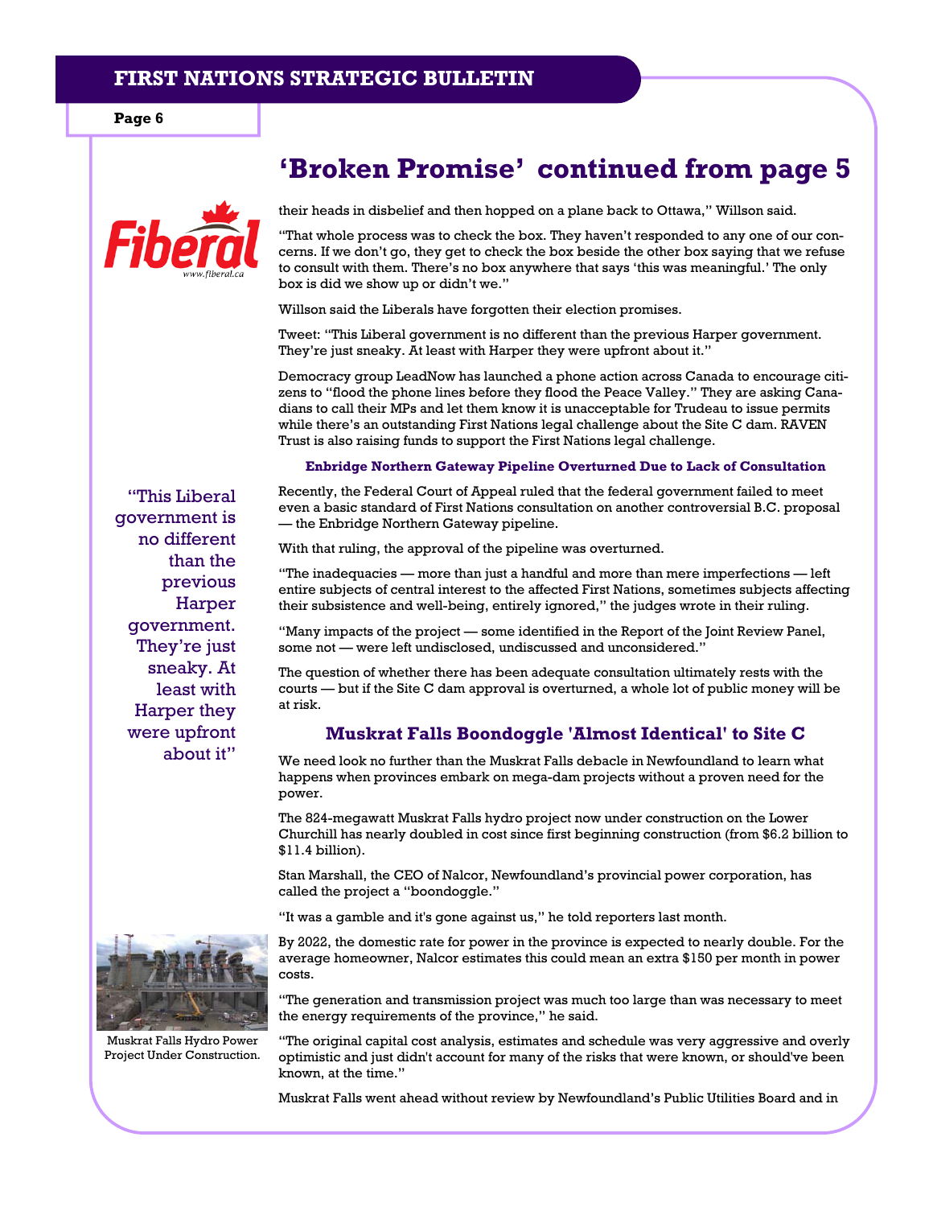## 'Broken Promise' continued from page 5

their heads in disbelief and then hopped on a plane back to Ottawa," Willson said.

"That whole process was to check the box. They haven't responded to any one of our concerns. If we don't go, they get to check the box beside the other box saying that we refuse to consult with them. There's no box anywhere that says 'this was meaningful.' The only box is did we show up or didn't we."

Willson said the Liberals have forgotten their election promises.

Tweet: "This Liberal government is no different than the previous Harper government. They're just sneaky. At least with Harper they were upfront about it."

Democracy group LeadNow has launched a phone action across Canada to encourage citizens to "flood the phone lines before they flood the Peace Valley." They are asking Canadians to call their MPs and let them know it is unacceptable for Trudeau to issue permits while there's an outstanding First Nations legal challenge about the Site C dam. RAVEN Trust is also raising funds to support the First Nations legal challenge.

#### Enbridge Northern Gateway Pipeline Overturned Due to Lack of Consultation

Recently, the Federal Court of Appeal ruled that the federal government failed to meet even a basic standard of First Nations consultation on another controversial B.C. proposal — the Enbridge Northern Gateway pipeline.

With that ruling, the approval of the pipeline was overturned.

"The inadequacies — more than just a handful and more than mere imperfections — left entire subjects of central interest to the affected First Nations, sometimes subjects affecting their subsistence and well-being, entirely ignored," the judges wrote in their ruling.

"Many impacts of the project — some identified in the Report of the Joint Review Panel, some not — were left undisclosed, undiscussed and unconsidered."

> "This Liberal government is no different than the previous Harper government. They're just sneaky. At least with Harper they were upfront about it"

The question of whether there has been adequate consultation ultimately rests with the courts — but if the Site C dam approval is overturned, a whole lot of public money will be at risk.

### Muskrat Falls Boondoggle 'Almost Identical' to Site C

We need look no further than the Muskrat Falls debacle in Newfoundland to learn what happens when provinces embark on mega-dam projects without a proven need for the power.

The 824-megawatt Muskrat Falls hydro project now under construction on the Lower Churchill has nearly doubled in cost since first beginning construction (from $6.2 billion to $11.4 billion).

Stan Marshall, the CEO of Nalcor, Newfoundland's provincial power corporation, has called the project a "boondoggle."

"It was a gamble and it's gone against us," he told reporters last month.

By 2022, the domestic rate for power in the province is expected to nearly double. For the average homeowner, Nalcor estimates this could mean an extra $150 per month in power costs.

"The generation and transmission project was much too large than was necessary to meet the energy requirements of the province," he said.

"The original capital cost analysis, estimates and schedule was very aggressive and overly optimistic and just didn't account for many of the risks that were known, or should've been known, at the time."

Muskrat Falls Hydro Power Project Under Construction.

Muskrat Falls went ahead without review by Newfoundland's Public Utilities Board and in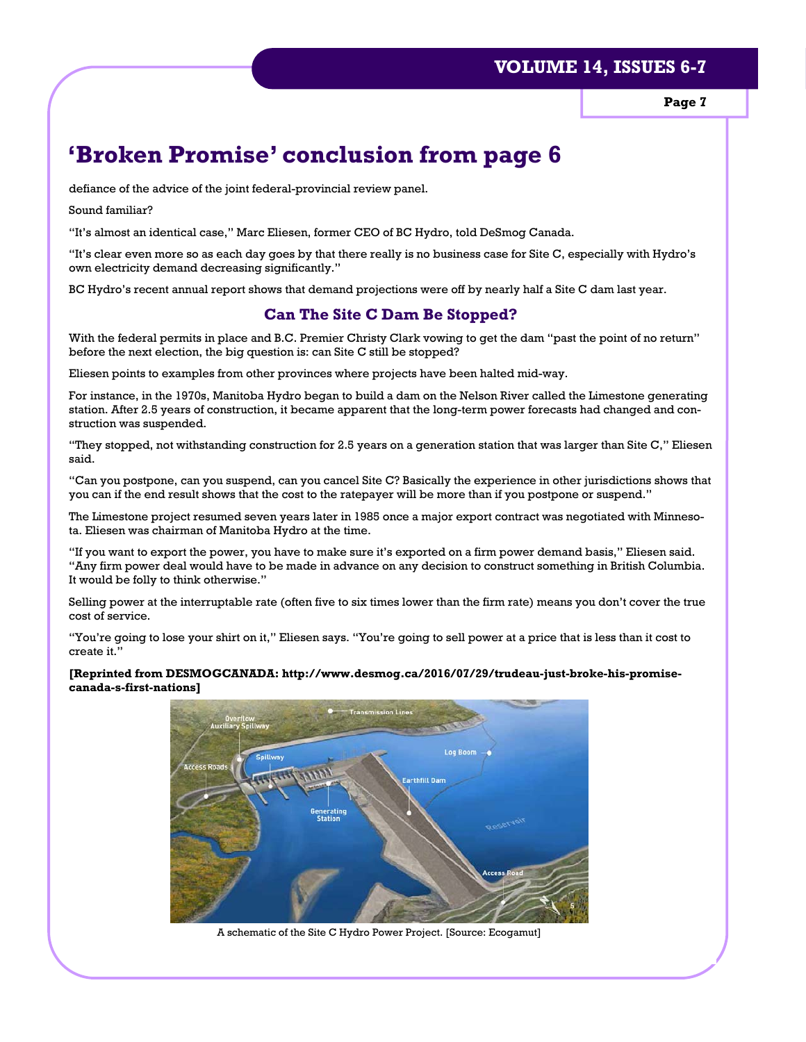## 'Broken Promise' conclusion from page 6

defiance of the advice of the joint federal-provincial review panel.

Sound familiar?

"It's almost an identical case," Marc Eliesen, former CEO of BC Hydro, told DeSmog Canada.

"It's clear even more so as each day goes by that there really is no business case for Site C, especially with Hydro's own electricity demand decreasing significantly."

BC Hydro's recent annual report shows that demand projections were off by nearly half a Site C dam last year.

### Can The Site C Dam Be Stopped?

With the federal permits in place and B.C. Premier Christy Clark vowing to get the dam "past the point of no return" before the next election, the big question is: can Site C still be stopped?

Eliesen points to examples from other provinces where projects have been halted mid-way.

For instance, in the 1970s, Manitoba Hydro began to build a dam on the Nelson River called the Limestone generating station. After 2.5 years of construction, it became apparent that the long-term power forecasts had changed and construction was suspended.

"They stopped, not withstanding construction for 2.5 years on a generation station that was larger than Site C," Eliesen said.

"Can you postpone, can you suspend, can you cancel Site C? Basically the experience in other jurisdictions shows that you can if the end result shows that the cost to the ratepayer will be more than if you postpone or suspend."

The Limestone project resumed seven years later in 1985 once a major export contract was negotiated with Minnesota. Eliesen was chairman of Manitoba Hydro at the time.

"If you want to export the power, you have to make sure it's exported on a firm power demand basis," Eliesen said. "Any firm power deal would have to be made in advance on any decision to construct something in British Columbia. It would be folly to think otherwise."

Selling power at the interruptable rate (often five to six times lower than the firm rate) means you don't cover the true cost of service.

"You're going to lose your shirt on it," Eliesen says. "You're going to sell power at a price that is less than it cost to create it."

**[Reprinted from DESMOGCANADA: http://www.desmog.ca/2016/07/29/trudeau-just-broke-his-promise-canada-s-first-nations]**

A schematic of the Site C Hydro Power Project. [Source: Ecogamut]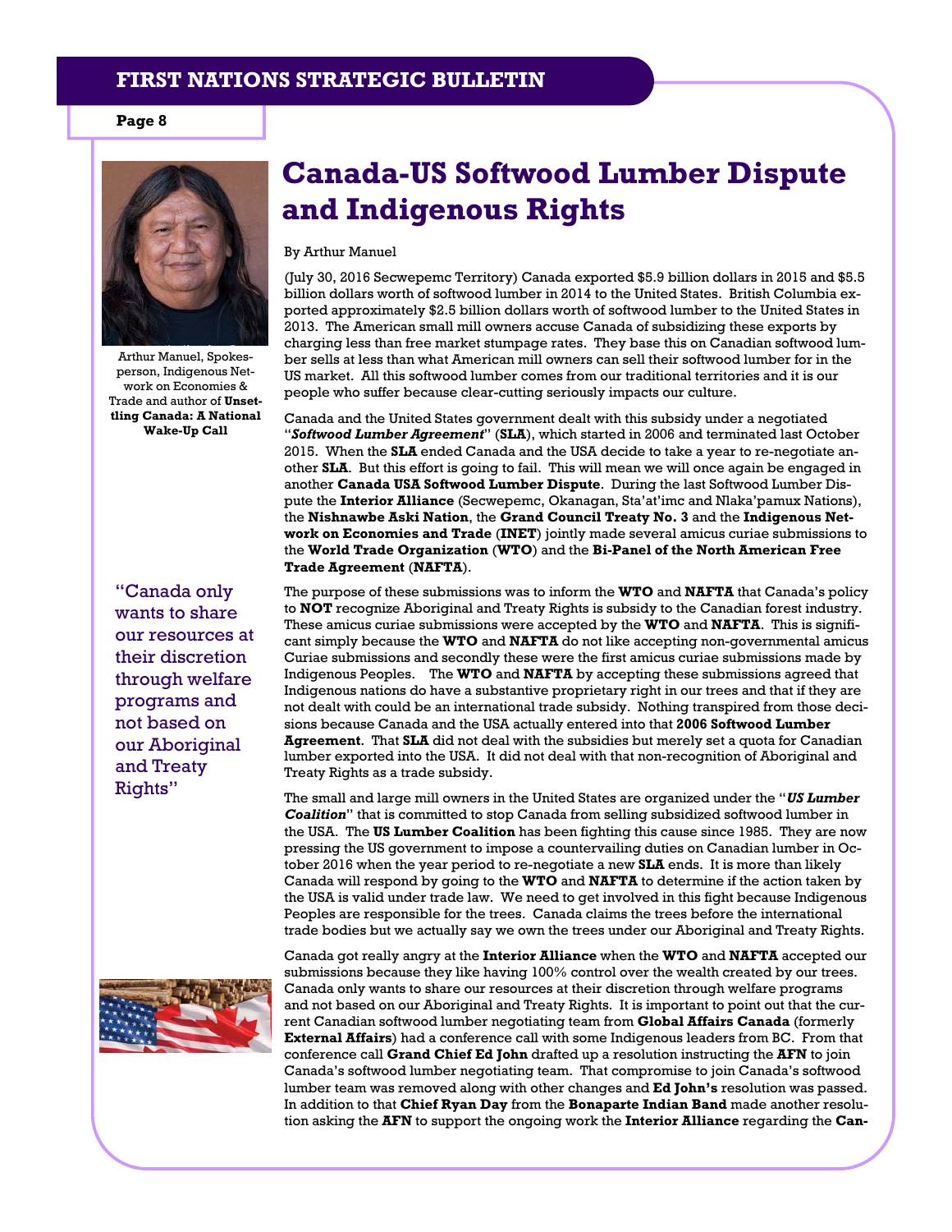# Canada-US Softwood Lumber Dispute and Indigenous Rights

Arthur Manuel, Spokesperson, Indigenous Network on Economies & Trade and author of **Unsettling Canada: A National Wake-Up Call**

By Arthur Manuel

(July 30, 2016 Secwepemc Territory) Canada exported $5.9 billion dollars in 2015 and $5.5 billion dollars worth of softwood lumber in 2014 to the United States. British Columbia exported approximately $2.5 billion dollars worth of softwood lumber to the United States in 2013. The American small mill owners accuse Canada of subsidizing these exports by charging less than free market stumpage rates. They base this on Canadian softwood lumber sells at less than what American mill owners can sell their softwood lumber for in the US market. All this softwood lumber comes from our traditional territories and it is our people who suffer because clear-cutting seriously impacts our culture.

Canada and the United States government dealt with this subsidy under a negotiated "***Softwood Lumber Agreement***" (**SLA**), which started in 2006 and terminated last October 2015. When the **SLA** ended Canada and the USA decide to take a year to re-negotiate another **SLA**. But this effort is going to fail. This will mean we will once again be engaged in another **Canada USA Softwood Lumber Dispute**. During the last Softwood Lumber Dispute the **Interior Alliance** (Secwepemc, Okanagan, Sta'at'imc and Nlaka'pamux Nations), the **Nishnawbe Aski Nation**, the **Grand Council Treaty No. 3** and the **Indigenous Network on Economies and Trade** (**INET**) jointly made several amicus curiae submissions to the **World Trade Organization** (**WTO**) and the **Bi-Panel of the North American Free Trade Agreement** (**NAFTA**).

The purpose of these submissions was to inform the **WTO** and **NAFTA** that Canada's policy to **NOT** recognize Aboriginal and Treaty Rights is subsidy to the Canadian forest industry. These amicus curiae submissions were accepted by the **WTO** and **NAFTA**. This is significant simply because the **WTO** and **NAFTA** do not like accepting non-governmental amicus Curiae submissions and secondly these were the first amicus curiae submissions made by Indigenous Peoples. The **WTO** and **NAFTA** by accepting these submissions agreed that Indigenous nations do have a substantive proprietary right in our trees and that if they are not dealt with could be an international trade subsidy. Nothing transpired from those decisions because Canada and the USA actually entered into that **2006 Softwood Lumber Agreement**. That **SLA** did not deal with the subsidies but merely set a quota for Canadian lumber exported into the USA. It did not deal with that non-recognition of Aboriginal and Treaty Rights as a trade subsidy.

"Canada only wants to share our resources at their discretion through welfare programs and not based on our Aboriginal and Treaty Rights"

The small and large mill owners in the United States are organized under the "***US Lumber Coalition***" that is committed to stop Canada from selling subsidized softwood lumber in the USA. The **US Lumber Coalition** has been fighting this cause since 1985. They are now pressing the US government to impose a countervailing duties on Canadian lumber in October 2016 when the year period to re-negotiate a new **SLA** ends. It is more than likely Canada will respond by going to the **WTO** and **NAFTA** to determine if the action taken by the USA is valid under trade law. We need to get involved in this fight because Indigenous Peoples are responsible for the trees. Canada claims the trees before the international trade bodies but we actually say we own the trees under our Aboriginal and Treaty Rights.

Canada got really angry at the **Interior Alliance** when the **WTO** and **NAFTA** accepted our submissions because they like having 100% control over the wealth created by our trees. Canada only wants to share our resources at their discretion through welfare programs and not based on our Aboriginal and Treaty Rights. It is important to point out that the current Canadian softwood lumber negotiating team from **Global Affairs Canada** (formerly **External Affairs**) had a conference call with some Indigenous leaders from BC. From that conference call **Grand Chief Ed John** drafted up a resolution instructing the **AFN** to join Canada's softwood lumber negotiating team. That compromise to join Canada's softwood lumber team was removed along with other changes and **Ed John's** resolution was passed. In addition to that **Chief Ryan Day** from the **Bonaparte Indian Band** made another resolution asking the **AFN** to support the ongoing work the **Interior Alliance** regarding the **Can-**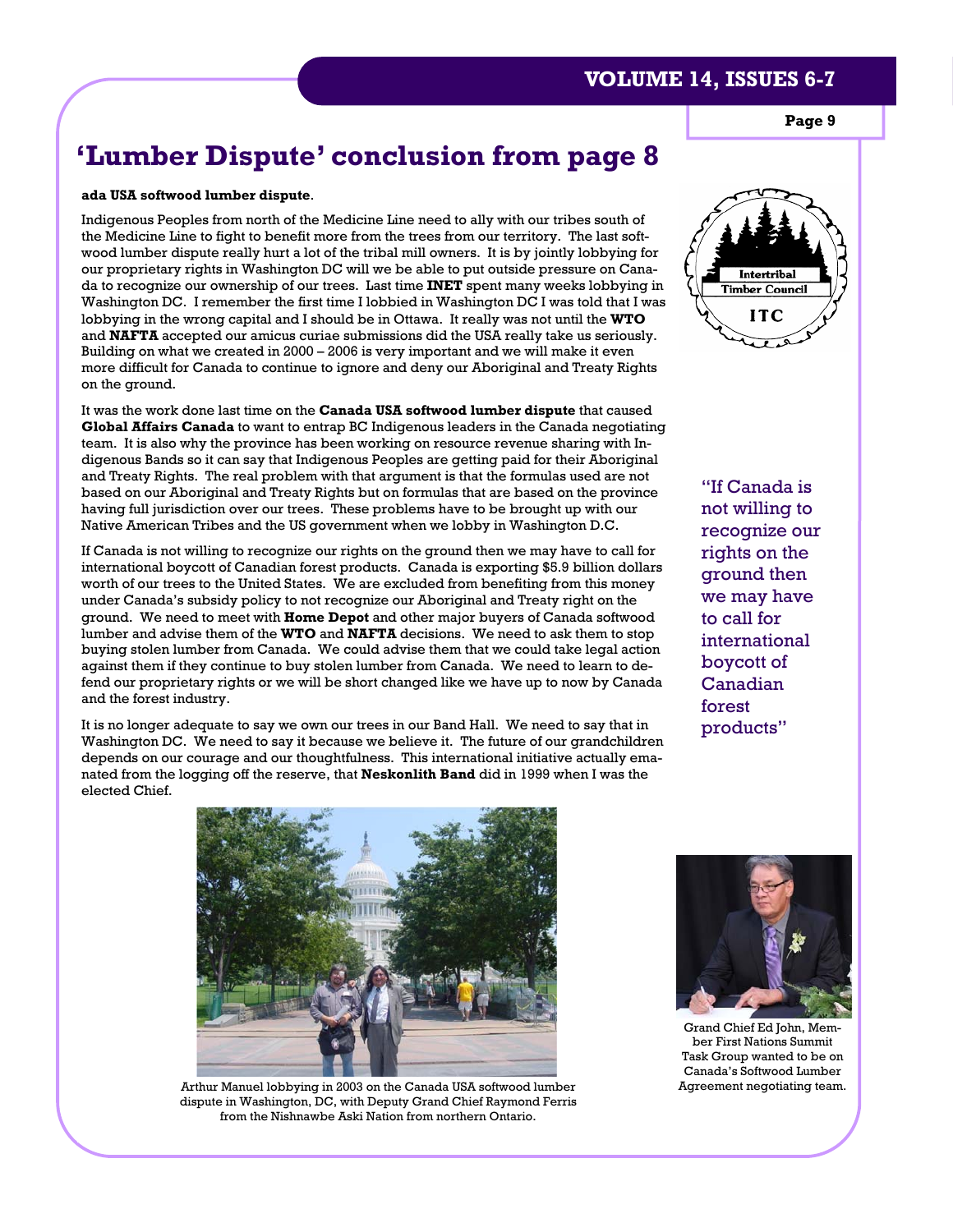# 'Lumber Dispute' conclusion from page 8

**ada USA softwood lumber dispute**.

Indigenous Peoples from north of the Medicine Line need to ally with our tribes south of the Medicine Line to fight to benefit more from the trees from our territory. The last softwood lumber dispute really hurt a lot of the tribal mill owners. It is by jointly lobbying for our proprietary rights in Washington DC will we be able to put outside pressure on Canada to recognize our ownership of our trees. Last time **INET** spent many weeks lobbying in Washington DC. I remember the first time I lobbied in Washington DC I was told that I was lobbying in the wrong capital and I should be in Ottawa. It really was not until the **WTO** and **NAFTA** accepted our amicus curiae submissions did the USA really take us seriously. Building on what we created in 2000 – 2006 is very important and we will make it even more difficult for Canada to continue to ignore and deny our Aboriginal and Treaty Rights on the ground.

It was the work done last time on the **Canada USA softwood lumber dispute** that caused **Global Affairs Canada** to want to entrap BC Indigenous leaders in the Canada negotiating team. It is also why the province has been working on resource revenue sharing with Indigenous Bands so it can say that Indigenous Peoples are getting paid for their Aboriginal and Treaty Rights. The real problem with that argument is that the formulas used are not based on our Aboriginal and Treaty Rights but on formulas that are based on the province having full jurisdiction over our trees. These problems have to be brought up with our Native American Tribes and the US government when we lobby in Washington D.C.

If Canada is not willing to recognize our rights on the ground then we may have to call for international boycott of Canadian forest products. Canada is exporting $5.9 billion dollars worth of our trees to the United States. We are excluded from benefiting from this money under Canada's subsidy policy to not recognize our Aboriginal and Treaty right on the ground. We need to meet with **Home Depot** and other major buyers of Canada softwood lumber and advise them of the **WTO** and **NAFTA** decisions. We need to ask them to stop buying stolen lumber from Canada. We could advise them that we could take legal action against them if they continue to buy stolen lumber from Canada. We need to learn to defend our proprietary rights or we will be short changed like we have up to now by Canada and the forest industry.

It is no longer adequate to say we own our trees in our Band Hall. We need to say that in Washington DC. We need to say it because we believe it. The future of our grandchildren depends on our courage and our thoughtfulness. This international initiative actually emanated from the logging off the reserve, that **Neskonlith Band** did in 1999 when I was the elected Chief.

> "If Canada is not willing to recognize our rights on the ground then we may have to call for international boycott of Canadian forest products"

Arthur Manuel lobbying in 2003 on the Canada USA softwood lumber dispute in Washington, DC, with Deputy Grand Chief Raymond Ferris from the Nishnawbe Aski Nation from northern Ontario.

Grand Chief Ed John, Member First Nations Summit Task Group wanted to be on Canada's Softwood Lumber Agreement negotiating team.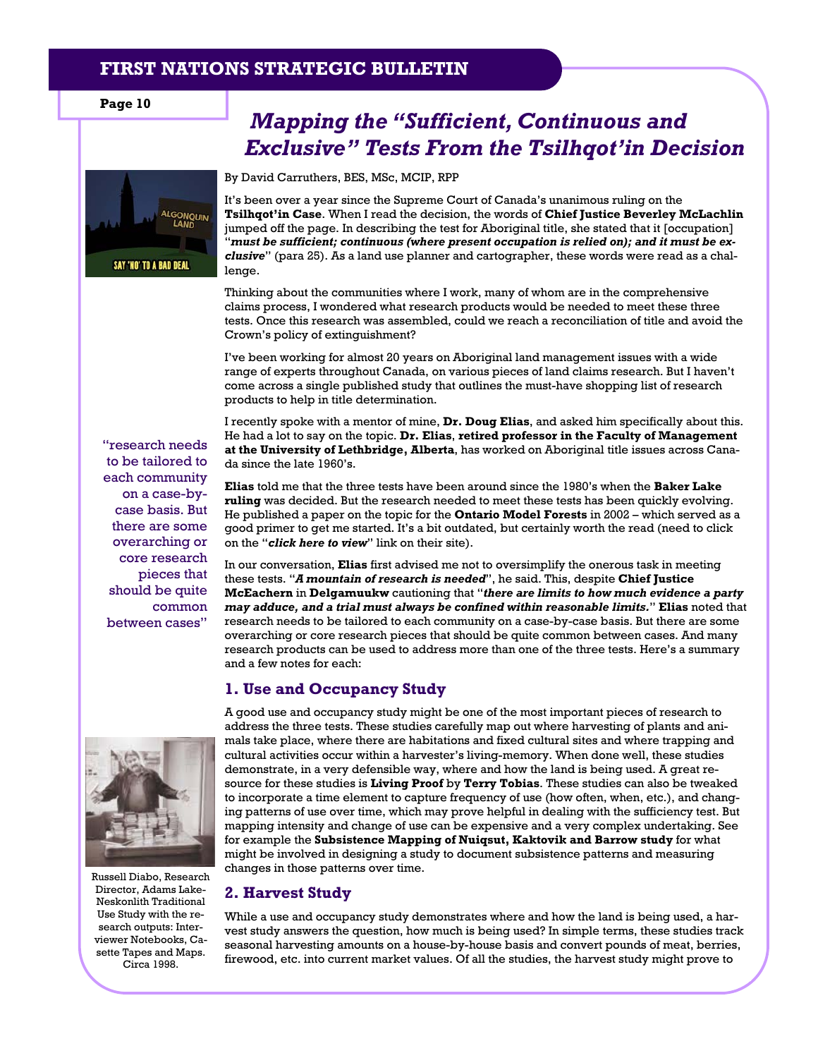# *Mapping the "Sufficient, Continuous and Exclusive" Tests From the Tsilhqot'in Decision*

By David Carruthers, BES, MSc, MCIP, RPP

It's been over a year since the Supreme Court of Canada's unanimous ruling on the **Tsilhqot'in Case**. When I read the decision, the words of **Chief Justice Beverley McLachlin** jumped off the page. In describing the test for Aboriginal title, she stated that it [occupation] "***must be sufficient; continuous (where present occupation is relied on); and it must be exclusive***" (para 25). As a land use planner and cartographer, these words were read as a challenge.

Thinking about the communities where I work, many of whom are in the comprehensive claims process, I wondered what research products would be needed to meet these three tests. Once this research was assembled, could we reach a reconciliation of title and avoid the Crown's policy of extinguishment?

I've been working for almost 20 years on Aboriginal land management issues with a wide range of experts throughout Canada, on various pieces of land claims research. But I haven't come across a single published study that outlines the must-have shopping list of research products to help in title determination.

I recently spoke with a mentor of mine, **Dr. Doug Elias**, and asked him specifically about this. He had a lot to say on the topic. **Dr. Elias**, **retired professor in the Faculty of Management at the University of Lethbridge, Alberta**, has worked on Aboriginal title issues across Canada since the late 1960's.

**Elias** told me that the three tests have been around since the 1980's when the **Baker Lake ruling** was decided. But the research needed to meet these tests has been quickly evolving. He published a paper on the topic for the **Ontario Model Forests** in 2002 – which served as a good primer to get me started. It's a bit outdated, but certainly worth the read (need to click on the "***click here to view***" link on their site).

> "research needs to be tailored to each community on a case-by-case basis. But there are some overarching or core research pieces that should be quite common between cases"

In our conversation, **Elias** first advised me not to oversimplify the onerous task in meeting these tests. "***A mountain of research is needed***", he said. This, despite **Chief Justice McEachern** in **Delgamuukw** cautioning that "***there are limits to how much evidence a party may adduce, and a trial must always be confined within reasonable limits.***" **Elias** noted that research needs to be tailored to each community on a case-by-case basis. But there are some overarching or core research pieces that should be quite common between cases. And many research products can be used to address more than one of the three tests. Here's a summary and a few notes for each:

## 1. Use and Occupancy Study

A good use and occupancy study might be one of the most important pieces of research to address the three tests. These studies carefully map out where harvesting of plants and animals take place, where there are habitations and fixed cultural sites and where trapping and cultural activities occur within a harvester's living-memory. When done well, these studies demonstrate, in a very defensible way, where and how the land is being used. A great resource for these studies is **Living Proof** by **Terry Tobias**. These studies can also be tweaked to incorporate a time element to capture frequency of use (how often, when, etc.), and changing patterns of use over time, which may prove helpful in dealing with the sufficiency test. But mapping intensity and change of use can be expensive and a very complex undertaking. See for example the **Subsistence Mapping of Nuiqsut, Kaktovik and Barrow study** for what might be involved in designing a study to document subsistence patterns and measuring changes in those patterns over time.

Russell Diabo, Research Director, Adams Lake-Neskonlith Traditional Use Study with the research outputs: Interviewer Notebooks, Casette Tapes and Maps. Circa 1998.

## 2. Harvest Study

While a use and occupancy study demonstrates where and how the land is being used, a harvest study answers the question, how much is being used? In simple terms, these studies track seasonal harvesting amounts on a house-by-house basis and convert pounds of meat, berries, firewood, etc. into current market values. Of all the studies, the harvest study might prove to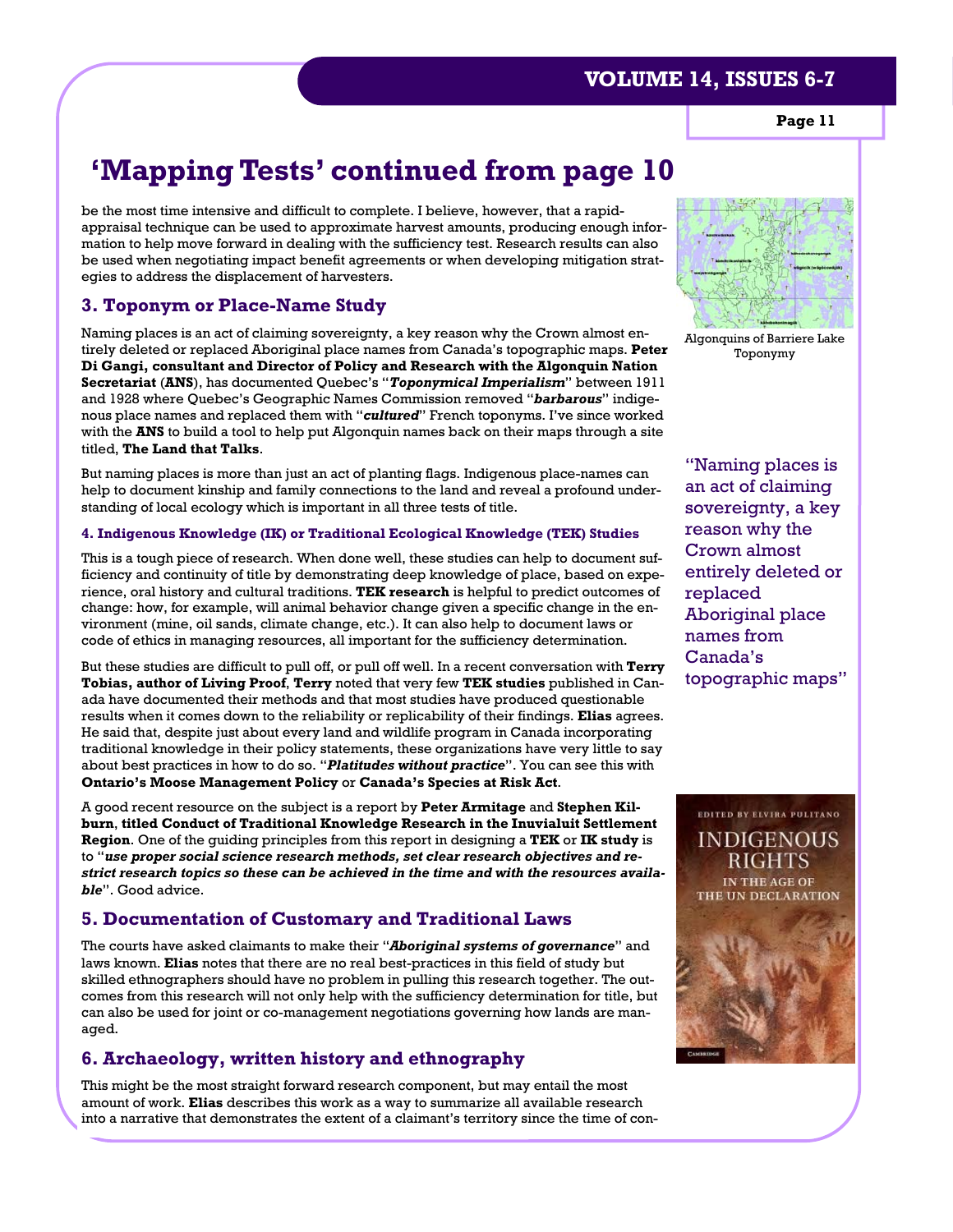# 'Mapping Tests' continued from page 10

be the most time intensive and difficult to complete. I believe, however, that a rapid-appraisal technique can be used to approximate harvest amounts, producing enough information to help move forward in dealing with the sufficiency test. Research results can also be used when negotiating impact benefit agreements or when developing mitigation strategies to address the displacement of harvesters.

## 3. Toponym or Place-Name Study

Naming places is an act of claiming sovereignty, a key reason why the Crown almost entirely deleted or replaced Aboriginal place names from Canada's topographic maps. **Peter Di Gangi, consultant and Director of Policy and Research with the Algonquin Nation Secretariat** (**ANS**), has documented Quebec's "***Toponymical Imperialism***" between 1911 and 1928 where Quebec's Geographic Names Commission removed "***barbarous***" indigenous place names and replaced them with "***cultured***" French toponyms. I've since worked with the **ANS** to build a tool to help put Algonquin names back on their maps through a site titled, **The Land that Talks**.

But naming places is more than just an act of planting flags. Indigenous place-names can help to document kinship and family connections to the land and reveal a profound understanding of local ecology which is important in all three tests of title.

Algonquins of Barriere Lake Toponymy

"Naming places is an act of claiming sovereignty, a key reason why the Crown almost entirely deleted or replaced Aboriginal place names from Canada's topographic maps"

#### 4. Indigenous Knowledge (IK) or Traditional Ecological Knowledge (TEK) Studies

This is a tough piece of research. When done well, these studies can help to document sufficiency and continuity of title by demonstrating deep knowledge of place, based on experience, oral history and cultural traditions. **TEK research** is helpful to predict outcomes of change: how, for example, will animal behavior change given a specific change in the environment (mine, oil sands, climate change, etc.). It can also help to document laws or code of ethics in managing resources, all important for the sufficiency determination.

But these studies are difficult to pull off, or pull off well. In a recent conversation with **Terry Tobias, author of Living Proof**, **Terry** noted that very few **TEK studies** published in Canada have documented their methods and that most studies have produced questionable results when it comes down to the reliability or replicability of their findings. **Elias** agrees. He said that, despite just about every land and wildlife program in Canada incorporating traditional knowledge in their policy statements, these organizations have very little to say about best practices in how to do so. "***Platitudes without practice***". You can see this with **Ontario's Moose Management Policy** or **Canada's Species at Risk Act**.

A good recent resource on the subject is a report by **Peter Armitage** and **Stephen Kilburn**, **titled Conduct of Traditional Knowledge Research in the Inuvialuit Settlement Region**. One of the guiding principles from this report in designing a **TEK** or **IK study** is to "***use proper social science research methods, set clear research objectives and restrict research topics so these can be achieved in the time and with the resources available***". Good advice.

## 5. Documentation of Customary and Traditional Laws

The courts have asked claimants to make their "***Aboriginal systems of governance***" and laws known. **Elias** notes that there are no real best-practices in this field of study but skilled ethnographers should have no problem in pulling this research together. The outcomes from this research will not only help with the sufficiency determination for title, but can also be used for joint or co-management negotiations governing how lands are managed.

## 6. Archaeology, written history and ethnography

This might be the most straight forward research component, but may entail the most amount of work. **Elias** describes this work as a way to summarize all available research into a narrative that demonstrates the extent of a claimant's territory since the time of con-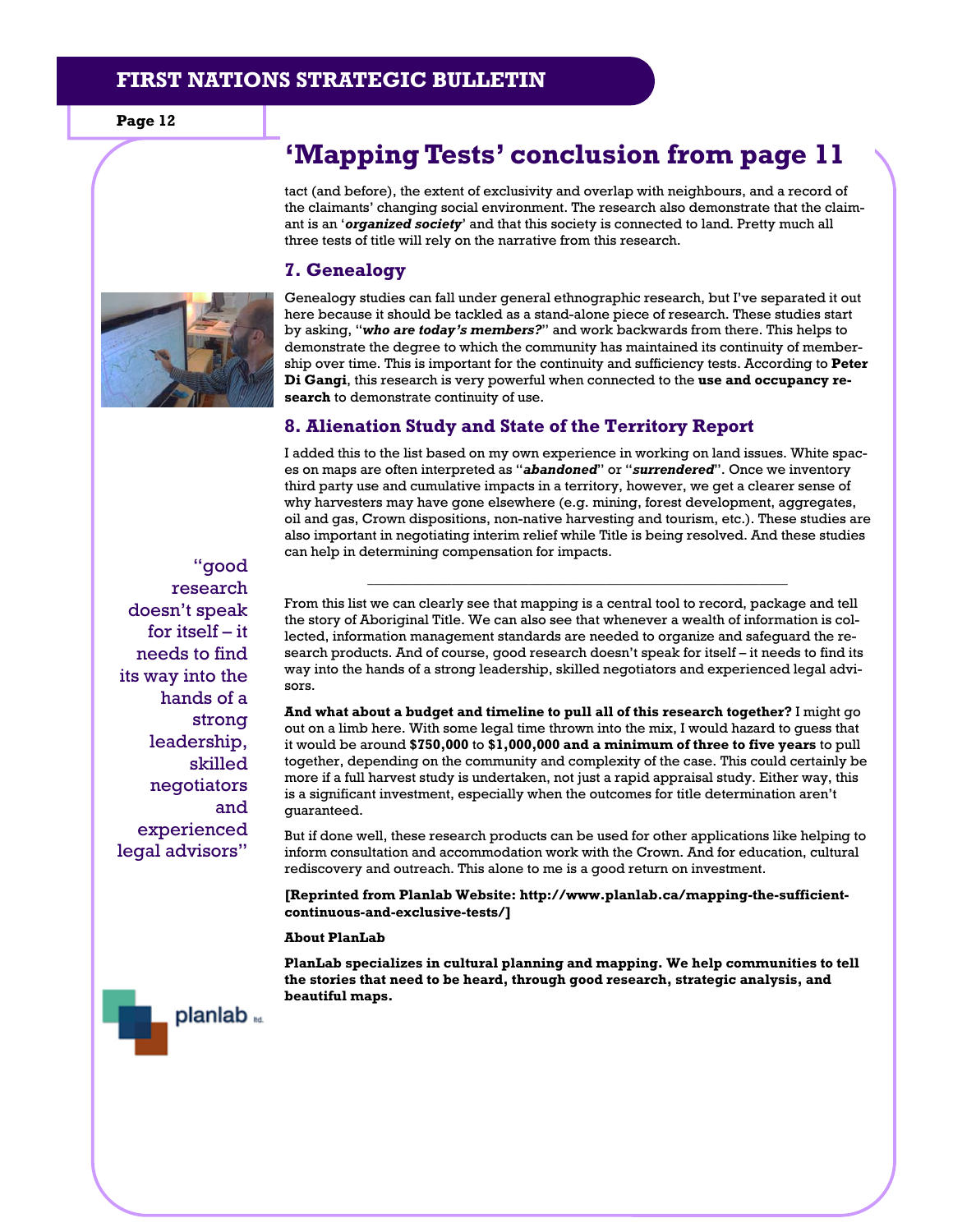## 'Mapping Tests' conclusion from page 11

tact (and before), the extent of exclusivity and overlap with neighbours, and a record of the claimants' changing social environment. The research also demonstrate that the claimant is an '***organized society***' and that this society is connected to land. Pretty much all three tests of title will rely on the narrative from this research.

### 7. Genealogy

Genealogy studies can fall under general ethnographic research, but I've separated it out here because it should be tackled as a stand-alone piece of research. These studies start by asking, "***who are today's members?***" and work backwards from there. This helps to demonstrate the degree to which the community has maintained its continuity of membership over time. This is important for the continuity and sufficiency tests. According to **Peter Di Gangi**, this research is very powerful when connected to the **use and occupancy research** to demonstrate continuity of use.

### 8. Alienation Study and State of the Territory Report

I added this to the list based on my own experience in working on land issues. White spaces on maps are often interpreted as "***abandoned***" or "***surrendered***". Once we inventory third party use and cumulative impacts in a territory, however, we get a clearer sense of why harvesters may have gone elsewhere (e.g. mining, forest development, aggregates, oil and gas, Crown dispositions, non-native harvesting and tourism, etc.). These studies are also important in negotiating interim relief while Title is being resolved. And these studies can help in determining compensation for impacts.

---

"good research doesn't speak for itself – it needs to find its way into the hands of a strong leadership, skilled negotiators and experienced legal advisors"

From this list we can clearly see that mapping is a central tool to record, package and tell the story of Aboriginal Title. We can also see that whenever a wealth of information is collected, information management standards are needed to organize and safeguard the research products. And of course, good research doesn't speak for itself – it needs to find its way into the hands of a strong leadership, skilled negotiators and experienced legal advisors.

**And what about a budget and timeline to pull all of this research together?** I might go out on a limb here. With some legal time thrown into the mix, I would hazard to guess that it would be around **$750,000** to **$1,000,000 and a minimum of three to five years** to pull together, depending on the community and complexity of the case. This could certainly be more if a full harvest study is undertaken, not just a rapid appraisal study. Either way, this is a significant investment, especially when the outcomes for title determination aren't guaranteed.

But if done well, these research products can be used for other applications like helping to inform consultation and accommodation work with the Crown. And for education, cultural rediscovery and outreach. This alone to me is a good return on investment.

**[Reprinted from Planlab Website: http://www.planlab.ca/mapping-the-sufficient-continuous-and-exclusive-tests/]**

**About PlanLab**

**PlanLab specializes in cultural planning and mapping. We help communities to tell the stories that need to be heard, through good research, strategic analysis, and beautiful maps.**

planlab ltd.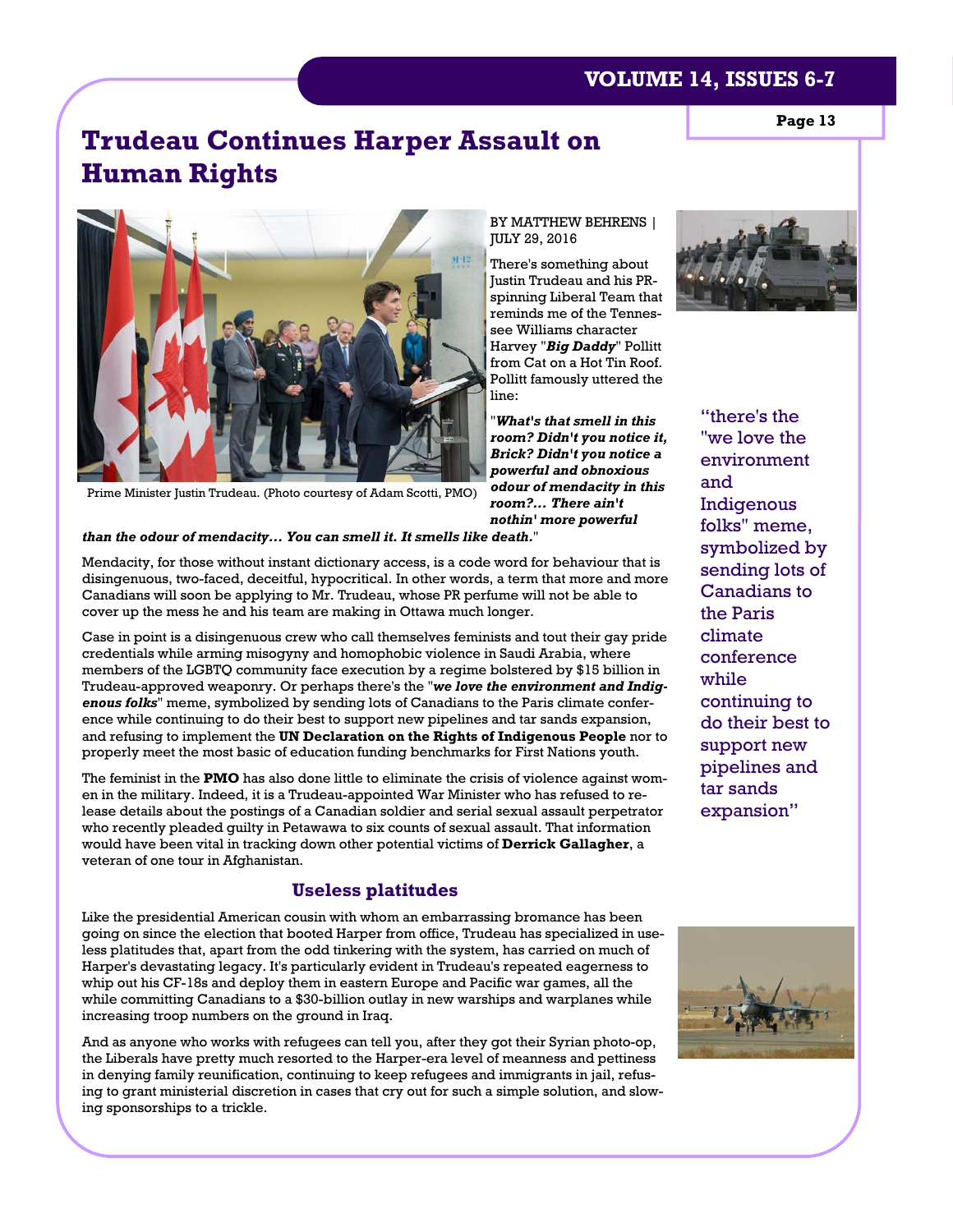# Trudeau Continues Harper Assault on Human Rights

Prime Minister Justin Trudeau. (Photo courtesy of Adam Scotti, PMO)

BY MATTHEW BEHRENS | JULY 29, 2016

There's something about Justin Trudeau and his PR-spinning Liberal Team that reminds me of the Tennessee Williams character Harvey "***Big Daddy***" Pollitt from Cat on a Hot Tin Roof. Pollitt famously uttered the line:

"***What's that smell in this room? Didn't you notice it, Brick? Didn't you notice a powerful and obnoxious odour of mendacity in this room?... There ain't nothin' more powerful than the odour of mendacity... You can smell it. It smells like death.***"

Mendacity, for those without instant dictionary access, is a code word for behaviour that is disingenuous, two-faced, deceitful, hypocritical. In other words, a term that more and more Canadians will soon be applying to Mr. Trudeau, whose PR perfume will not be able to cover up the mess he and his team are making in Ottawa much longer.

Case in point is a disingenuous crew who call themselves feminists and tout their gay pride credentials while arming misogyny and homophobic violence in Saudi Arabia, where members of the LGBTQ community face execution by a regime bolstered by $15 billion in Trudeau-approved weaponry. Or perhaps there's the "***we love the environment and Indigenous folks***" meme, symbolized by sending lots of Canadians to the Paris climate conference while continuing to do their best to support new pipelines and tar sands expansion, and refusing to implement the **UN Declaration on the Rights of Indigenous People** nor to properly meet the most basic of education funding benchmarks for First Nations youth.

> "there's the "we love the environment and Indigenous folks" meme, symbolized by sending lots of Canadians to the Paris climate conference while continuing to do their best to support new pipelines and tar sands expansion"

The feminist in the **PMO** has also done little to eliminate the crisis of violence against women in the military. Indeed, it is a Trudeau-appointed War Minister who has refused to release details about the postings of a Canadian soldier and serial sexual assault perpetrator who recently pleaded guilty in Petawawa to six counts of sexual assault. That information would have been vital in tracking down other potential victims of **Derrick Gallagher**, a veteran of one tour in Afghanistan.

## Useless platitudes

Like the presidential American cousin with whom an embarrassing bromance has been going on since the election that booted Harper from office, Trudeau has specialized in useless platitudes that, apart from the odd tinkering with the system, has carried on much of Harper's devastating legacy. It's particularly evident in Trudeau's repeated eagerness to whip out his CF-18s and deploy them in eastern Europe and Pacific war games, all the while committing Canadians to a $30-billion outlay in new warships and warplanes while increasing troop numbers on the ground in Iraq.

And as anyone who works with refugees can tell you, after they got their Syrian photo-op, the Liberals have pretty much resorted to the Harper-era level of meanness and pettiness in denying family reunification, continuing to keep refugees and immigrants in jail, refusing to grant ministerial discretion in cases that cry out for such a simple solution, and slowing sponsorships to a trickle.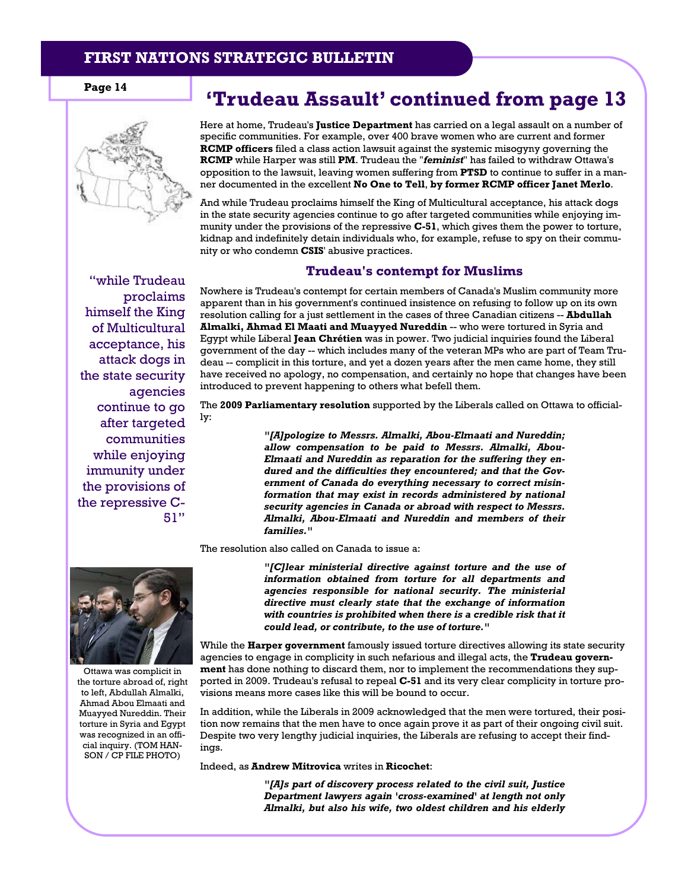## 'Trudeau Assault' continued from page 13

Here at home, Trudeau's **Justice Department** has carried on a legal assault on a number of specific communities. For example, over 400 brave women who are current and former **RCMP officers** filed a class action lawsuit against the systemic misogyny governing the **RCMP** while Harper was still **PM**. Trudeau the "***feminist***" has failed to withdraw Ottawa's opposition to the lawsuit, leaving women suffering from **PTSD** to continue to suffer in a manner documented in the excellent **No One to Tell, by former RCMP officer Janet Merlo**.

And while Trudeau proclaims himself the King of Multicultural acceptance, his attack dogs in the state security agencies continue to go after targeted communities while enjoying immunity under the provisions of the repressive **C-51**, which gives them the power to torture, kidnap and indefinitely detain individuals who, for example, refuse to spy on their community or who condemn **CSIS**' abusive practices.

"while Trudeau proclaims himself the King of Multicultural acceptance, his attack dogs in the state security agencies continue to go after targeted communities while enjoying immunity under the provisions of the repressive C-51"

### Trudeau's contempt for Muslims

Nowhere is Trudeau's contempt for certain members of Canada's Muslim community more apparent than in his government's continued insistence on refusing to follow up on its own resolution calling for a just settlement in the cases of three Canadian citizens -- **Abdullah Almalki, Ahmad El Maati and Muayyed Nureddin** -- who were tortured in Syria and Egypt while Liberal **Jean Chrétien** was in power. Two judicial inquiries found the Liberal government of the day -- which includes many of the veteran MPs who are part of Team Trudeau -- complicit in this torture, and yet a dozen years after the men came home, they still have received no apology, no compensation, and certainly no hope that changes have been introduced to prevent happening to others what befell them.

The **2009 Parliamentary resolution** supported by the Liberals called on Ottawa to officially:

> ***"[A]pologize to Messrs. Almalki, Abou-Elmaati and Nureddin; allow compensation to be paid to Messrs. Almalki, Abou-Elmaati and Nureddin as reparation for the suffering they endured and the difficulties they encountered; and that the Government of Canada do everything necessary to correct misinformation that may exist in records administered by national security agencies in Canada or abroad with respect to Messrs. Almalki, Abou-Elmaati and Nureddin and members of their families."***

The resolution also called on Canada to issue a:

> ***"[C]lear ministerial directive against torture and the use of information obtained from torture for all departments and agencies responsible for national security. The ministerial directive must clearly state that the exchange of information with countries is prohibited when there is a credible risk that it could lead, or contribute, to the use of torture."***

Ottawa was complicit in the torture abroad of, right to left, Abdullah Almalki, Ahmad Abou Elmaati and Muayyed Nureddin. Their torture in Syria and Egypt was recognized in an official inquiry. (TOM HANSON / CP FILE PHOTO)

While the **Harper government** famously issued torture directives allowing its state security agencies to engage in complicity in such nefarious and illegal acts, the **Trudeau government** has done nothing to discard them, nor to implement the recommendations they supported in 2009. Trudeau's refusal to repeal **C-51** and its very clear complicity in torture provisions means more cases like this will be bound to occur.

In addition, while the Liberals in 2009 acknowledged that the men were tortured, their position now remains that the men have to once again prove it as part of their ongoing civil suit. Despite two very lengthy judicial inquiries, the Liberals are refusing to accept their findings.

Indeed, as **Andrew Mitrovica** writes in **Ricochet**:

> ***"[A]s part of discovery process related to the civil suit, Justice Department lawyers again 'cross-examined' at length not only Almalki, but also his wife, two oldest children and his elderly***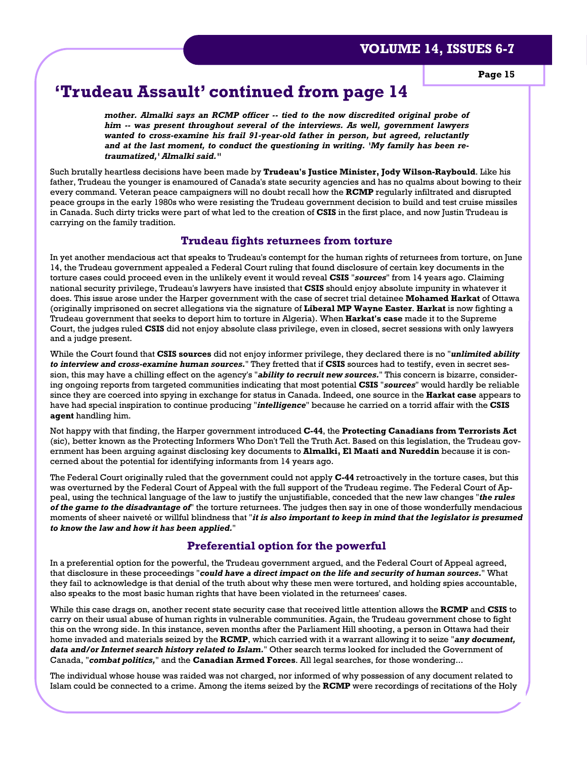## 'Trudeau Assault' continued from page 14

> ***mother. Almalki says an RCMP officer -- tied to the now discredited original probe of him -- was present throughout several of the interviews. As well, government lawyers wanted to cross-examine his frail 91-year-old father in person, but agreed, reluctantly and at the last moment, to conduct the questioning in writing. 'My family has been re-traumatized,' Almalki said."***

Such brutally heartless decisions have been made by **Trudeau's Justice Minister, Jody Wilson-Raybould**. Like his father, Trudeau the younger is enamoured of Canada's state security agencies and has no qualms about bowing to their every command. Veteran peace campaigners will no doubt recall how the **RCMP** regularly infiltrated and disrupted peace groups in the early 1980s who were resisting the Trudeau government decision to build and test cruise missiles in Canada. Such dirty tricks were part of what led to the creation of **CSIS** in the first place, and now Justin Trudeau is carrying on the family tradition.

### Trudeau fights returnees from torture

In yet another mendacious act that speaks to Trudeau's contempt for the human rights of returnees from torture, on June 14, the Trudeau government appealed a Federal Court ruling that found disclosure of certain key documents in the torture cases could proceed even in the unlikely event it would reveal **CSIS** "***sources***" from 14 years ago. Claiming national security privilege, Trudeau's lawyers have insisted that **CSIS** should enjoy absolute impunity in whatever it does. This issue arose under the Harper government with the case of secret trial detainee **Mohamed Harkat** of Ottawa (originally imprisoned on secret allegations via the signature of **Liberal MP Wayne Easter**. **Harkat** is now fighting a Trudeau government that seeks to deport him to torture in Algeria). When **Harkat's case** made it to the Supreme Court, the judges ruled **CSIS** did not enjoy absolute class privilege, even in closed, secret sessions with only lawyers and a judge present.

While the Court found that **CSIS sources** did not enjoy informer privilege, they declared there is no "***unlimited ability to interview and cross-examine human sources.***" They fretted that if **CSIS** sources had to testify, even in secret session, this may have a chilling effect on the agency's "***ability to recruit new sources.***" This concern is bizarre, considering ongoing reports from targeted communities indicating that most potential **CSIS** "***sources***" would hardly be reliable since they are coerced into spying in exchange for status in Canada. Indeed, one source in the **Harkat case** appears to have had special inspiration to continue producing "***intelligence***" because he carried on a torrid affair with the **CSIS agent** handling him.

Not happy with that finding, the Harper government introduced **C-44**, the **Protecting Canadians from Terrorists Act** (sic), better known as the Protecting Informers Who Don't Tell the Truth Act. Based on this legislation, the Trudeau government has been arguing against disclosing key documents to **Almalki, El Maati and Nureddin** because it is concerned about the potential for identifying informants from 14 years ago.

The Federal Court originally ruled that the government could not apply **C-44** retroactively in the torture cases, but this was overturned by the Federal Court of Appeal with the full support of the Trudeau regime. The Federal Court of Appeal, using the technical language of the law to justify the unjustifiable, conceded that the new law changes "***the rules of the game to the disadvantage of***" the torture returnees. The judges then say in one of those wonderfully mendacious moments of sheer naiveté or willful blindness that "***it is also important to keep in mind that the legislator is presumed to know the law and how it has been applied.***"

### Preferential option for the powerful

In a preferential option for the powerful, the Trudeau government argued, and the Federal Court of Appeal agreed, that disclosure in these proceedings "***could have a direct impact on the life and security of human sources.***" What they fail to acknowledge is that denial of the truth about why these men were tortured, and holding spies accountable, also speaks to the most basic human rights that have been violated in the returnees' cases.

While this case drags on, another recent state security case that received little attention allows the **RCMP** and **CSIS** to carry on their usual abuse of human rights in vulnerable communities. Again, the Trudeau government chose to fight this on the wrong side. In this instance, seven months after the Parliament Hill shooting, a person in Ottawa had their home invaded and materials seized by the **RCMP**, which carried with it a warrant allowing it to seize "***any document, data and/or Internet search history related to Islam.***" Other search terms looked for included the Government of Canada, "***combat politics,***" and the **Canadian Armed Forces**. All legal searches, for those wondering...

The individual whose house was raided was not charged, nor informed of why possession of any document related to Islam could be connected to a crime. Among the items seized by the **RCMP** were recordings of recitations of the Holy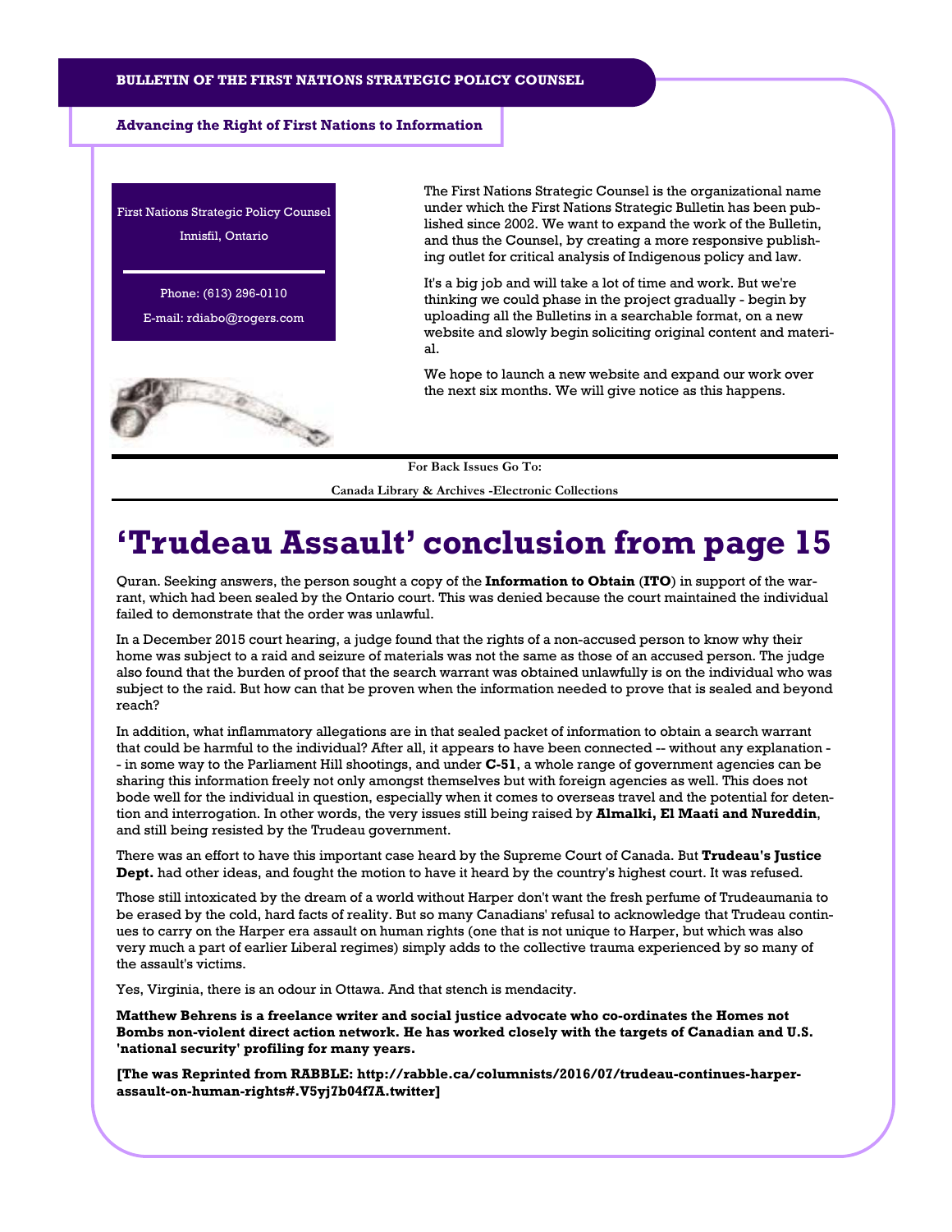BULLETIN OF THE FIRST NATIONS STRATEGIC POLICY COUNSEL

**Advancing the Right of First Nations to Information**

First Nations Strategic Policy Counsel

Innisfil, Ontario

Phone: (613) 296-0110

E-mail: rdiabo@rogers.com

The First Nations Strategic Counsel is the organizational name under which the First Nations Strategic Bulletin has been published since 2002. We want to expand the work of the Bulletin, and thus the Counsel, by creating a more responsive publishing outlet for critical analysis of Indigenous policy and law.

It's a big job and will take a lot of time and work. But we're thinking we could phase in the project gradually - begin by uploading all the Bulletins in a searchable format, on a new website and slowly begin soliciting original content and material.

We hope to launch a new website and expand our work over the next six months. We will give notice as this happens.

**For Back Issues Go To:**

**Canada Library & Archives -Electronic Collections**

# 'Trudeau Assault' conclusion from page 15

Quran. Seeking answers, the person sought a copy of the **Information to Obtain** (**ITO**) in support of the warrant, which had been sealed by the Ontario court. This was denied because the court maintained the individual failed to demonstrate that the order was unlawful.

In a December 2015 court hearing, a judge found that the rights of a non-accused person to know why their home was subject to a raid and seizure of materials was not the same as those of an accused person. The judge also found that the burden of proof that the search warrant was obtained unlawfully is on the individual who was subject to the raid. But how can that be proven when the information needed to prove that is sealed and beyond reach?

In addition, what inflammatory allegations are in that sealed packet of information to obtain a search warrant that could be harmful to the individual? After all, it appears to have been connected -- without any explanation -- in some way to the Parliament Hill shootings, and under **C-51**, a whole range of government agencies can be sharing this information freely not only amongst themselves but with foreign agencies as well. This does not bode well for the individual in question, especially when it comes to overseas travel and the potential for detention and interrogation. In other words, the very issues still being raised by **Almalki, El Maati and Nureddin**, and still being resisted by the Trudeau government.

There was an effort to have this important case heard by the Supreme Court of Canada. But **Trudeau's Justice Dept.** had other ideas, and fought the motion to have it heard by the country's highest court. It was refused.

Those still intoxicated by the dream of a world without Harper don't want the fresh perfume of Trudeaumania to be erased by the cold, hard facts of reality. But so many Canadians' refusal to acknowledge that Trudeau continues to carry on the Harper era assault on human rights (one that is not unique to Harper, but which was also very much a part of earlier Liberal regimes) simply adds to the collective trauma experienced by so many of the assault's victims.

Yes, Virginia, there is an odour in Ottawa. And that stench is mendacity.

**Matthew Behrens is a freelance writer and social justice advocate who co-ordinates the Homes not Bombs non-violent direct action network. He has worked closely with the targets of Canadian and U.S. 'national security' profiling for many years.**

**[The was Reprinted from RABBLE: http://rabble.ca/columnists/2016/07/trudeau-continues-harper-assault-on-human-rights#.V5yj7b04f7A.twitter]**